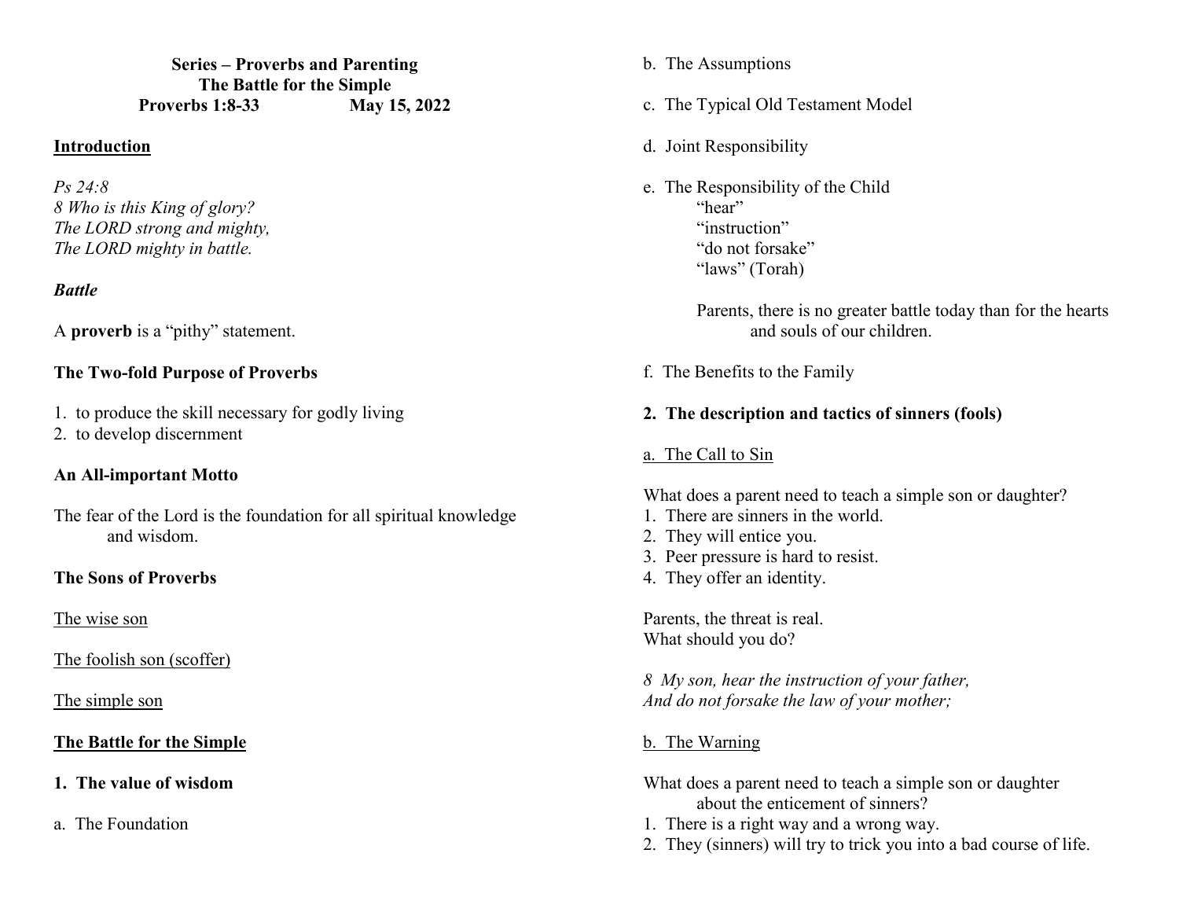**Series – Proverbs and Parenting**
**The Battle for the Simple**
**Proverbs 1:8-33 May 15, 2022**

## Introduction

*Ps 24:8*
*8 Who is this King of glory?*
*The LORD strong and mighty,*
*The LORD mighty in battle.*

***Battle***

A **proverb** is a "pithy" statement.

**The Two-fold Purpose of Proverbs**

1. to produce the skill necessary for godly living
2. to develop discernment

**An All-important Motto**

The fear of the Lord is the foundation for all spiritual knowledge and wisdom.

**The Sons of Proverbs**

The wise son

The foolish son (scoffer)

The simple son

## The Battle for the Simple

**1. The value of wisdom**

a. The Foundation

b. The Assumptions

c. The Typical Old Testament Model

d. Joint Responsibility

e. The Responsibility of the Child
"hear"
"instruction"
"do not forsake"
"laws" (Torah)

Parents, there is no greater battle today than for the hearts and souls of our children.

f. The Benefits to the Family

**2. The description and tactics of sinners (fools)**

a. The Call to Sin

What does a parent need to teach a simple son or daughter?
1. There are sinners in the world.
2. They will entice you.
3. Peer pressure is hard to resist.
4. They offer an identity.

Parents, the threat is real.
What should you do?

*8 My son, hear the instruction of your father,*
*And do not forsake the law of your mother;*

b. The Warning

What does a parent need to teach a simple son or daughter about the enticement of sinners?
1. There is a right way and a wrong way.
2. They (sinners) will try to trick you into a bad course of life.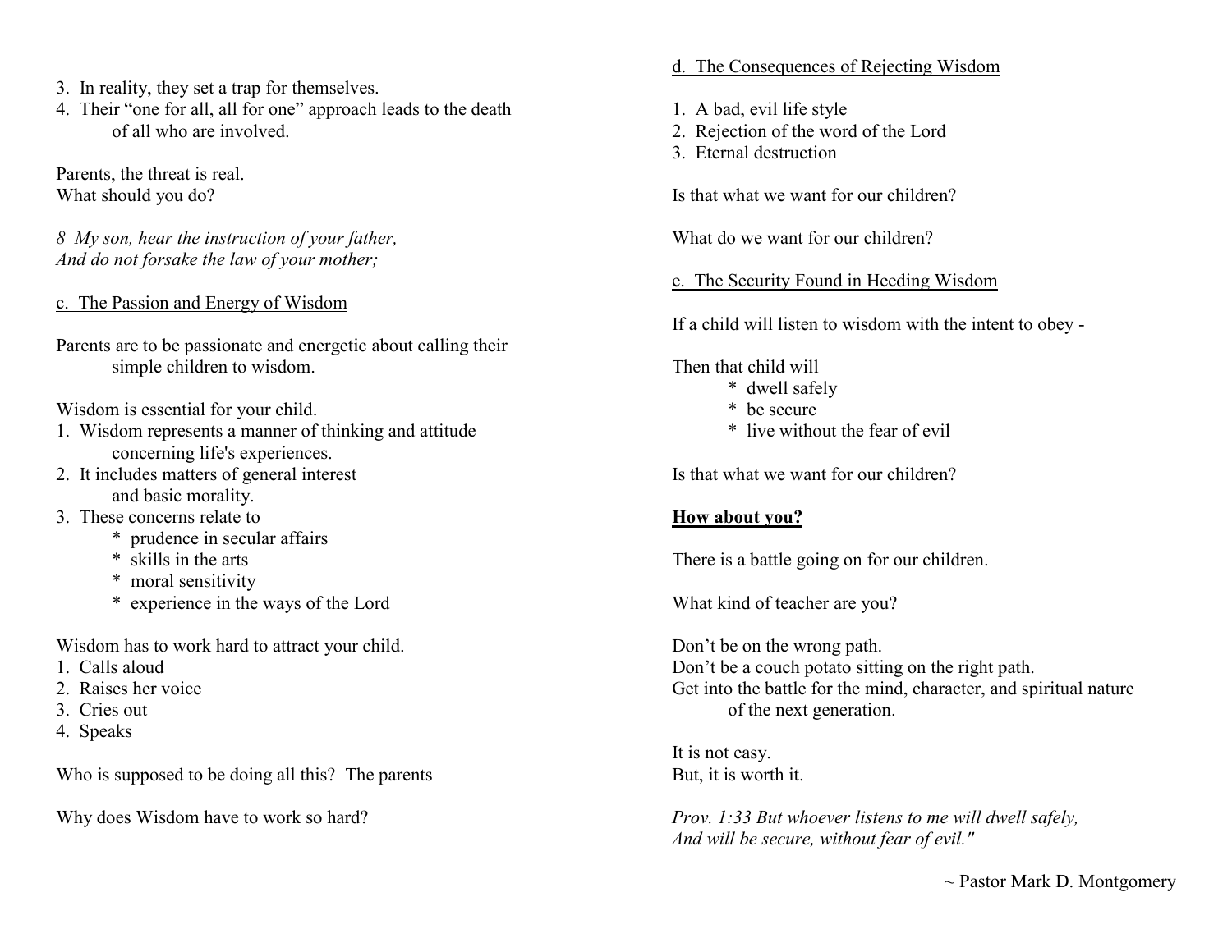3. In reality, they set a trap for themselves.
4. Their "one for all, all for one" approach leads to the death of all who are involved.

Parents, the threat is real.
What should you do?

*8 My son, hear the instruction of your father,*
*And do not forsake the law of your mother;*

<u>c. The Passion and Energy of Wisdom</u>

Parents are to be passionate and energetic about calling their simple children to wisdom.

Wisdom is essential for your child.
1. Wisdom represents a manner of thinking and attitude concerning life's experiences.
2. It includes matters of general interest and basic morality.
3. These concerns relate to
   * prudence in secular affairs
   * skills in the arts
   * moral sensitivity
   * experience in the ways of the Lord

Wisdom has to work hard to attract your child.
1. Calls aloud
2. Raises her voice
3. Cries out
4. Speaks

Who is supposed to be doing all this? The parents

Why does Wisdom have to work so hard?

<u>d. The Consequences of Rejecting Wisdom</u>

1. A bad, evil life style
2. Rejection of the word of the Lord
3. Eternal destruction

Is that what we want for our children?

What do we want for our children?

<u>e. The Security Found in Heeding Wisdom</u>

If a child will listen to wisdom with the intent to obey -

Then that child will –
   * dwell safely
   * be secure
   * live without the fear of evil

Is that what we want for our children?

**<u>How about you?</u>**

There is a battle going on for our children.

What kind of teacher are you?

Don't be on the wrong path.
Don't be a couch potato sitting on the right path.
Get into the battle for the mind, character, and spiritual nature of the next generation.

It is not easy.
But, it is worth it.

*Prov. 1:33 But whoever listens to me will dwell safely,*
*And will be secure, without fear of evil."*

~ Pastor Mark D. Montgomery